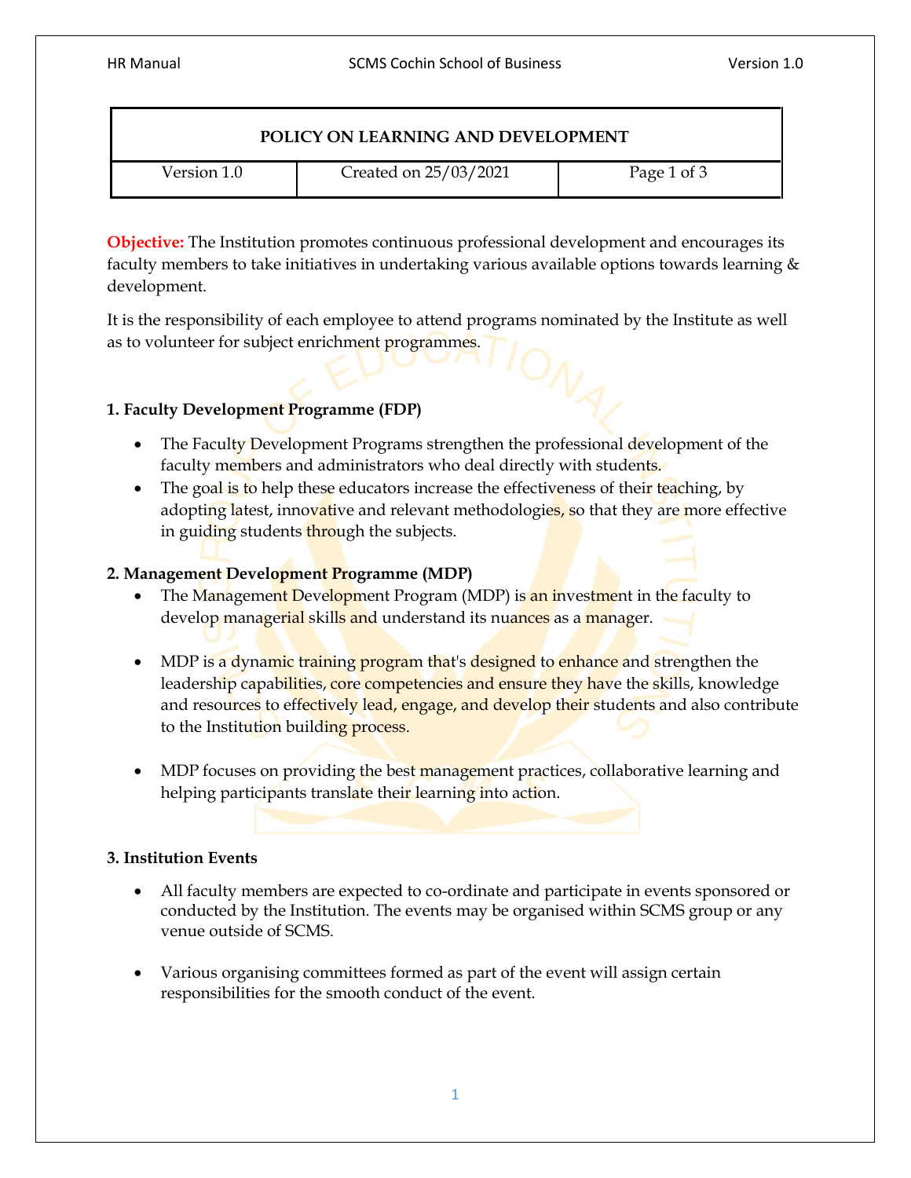| POLICY ON LEARNING AND DEVELOPMENT | | |
|---|---|---|
| Version 1.0 | Created on 25/03/2021 | Page 1 of 3 |

**Objective:** The Institution promotes continuous professional development and encourages its faculty members to take initiatives in undertaking various available options towards learning & development.

It is the responsibility of each employee to attend programs nominated by the Institute as well as to volunteer for subject enrichment programmes.

### 1. Faculty Development Programme (FDP)

- The Faculty Development Programs strengthen the professional development of the faculty members and administrators who deal directly with students.
- The goal is to help these educators increase the effectiveness of their teaching, by adopting latest, innovative and relevant methodologies, so that they are more effective in guiding students through the subjects.

### 2. Management Development Programme (MDP)

- The Management Development Program (MDP) is an investment in the faculty to develop managerial skills and understand its nuances as a manager.
- MDP is a dynamic training program that's designed to enhance and strengthen the leadership capabilities, core competencies and ensure they have the skills, knowledge and resources to effectively lead, engage, and develop their students and also contribute to the Institution building process.
- MDP focuses on providing the best management practices, collaborative learning and helping participants translate their learning into action.

### 3. Institution Events

- All faculty members are expected to co-ordinate and participate in events sponsored or conducted by the Institution. The events may be organised within SCMS group or any venue outside of SCMS.
- Various organising committees formed as part of the event will assign certain responsibilities for the smooth conduct of the event.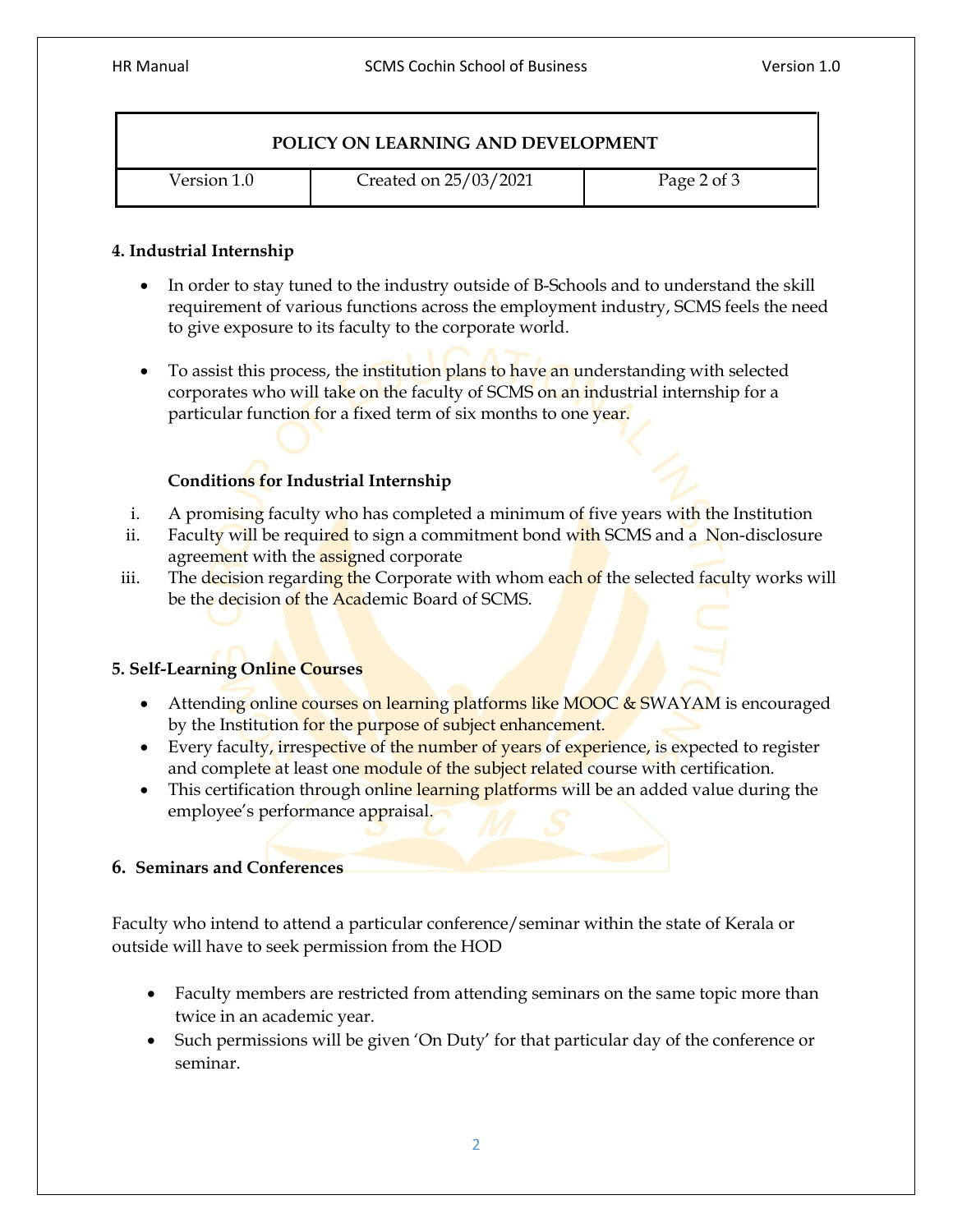| POLICY ON LEARNING AND DEVELOPMENT | | |
| --- | --- | --- |
| Version 1.0 | Created on 25/03/2021 | Page 2 of 3 |

**4. Industrial Internship**

- In order to stay tuned to the industry outside of B-Schools and to understand the skill requirement of various functions across the employment industry, SCMS feels the need to give exposure to its faculty to the corporate world.
- To assist this process, the institution plans to have an understanding with selected corporates who will take on the faculty of SCMS on an industrial internship for a particular function for a fixed term of six months to one year.

**Conditions for Industrial Internship**

i. A promising faculty who has completed a minimum of five years with the Institution
ii. Faculty will be required to sign a commitment bond with SCMS and a Non-disclosure agreement with the assigned corporate
iii. The decision regarding the Corporate with whom each of the selected faculty works will be the decision of the Academic Board of SCMS.

**5. Self-Learning Online Courses**

- Attending online courses on learning platforms like MOOC & SWAYAM is encouraged by the Institution for the purpose of subject enhancement.
- Every faculty, irrespective of the number of years of experience, is expected to register and complete at least one module of the subject related course with certification.
- This certification through online learning platforms will be an added value during the employee's performance appraisal.

**6. Seminars and Conferences**

Faculty who intend to attend a particular conference/seminar within the state of Kerala or outside will have to seek permission from the HOD

- Faculty members are restricted from attending seminars on the same topic more than twice in an academic year.
- Such permissions will be given 'On Duty' for that particular day of the conference or seminar.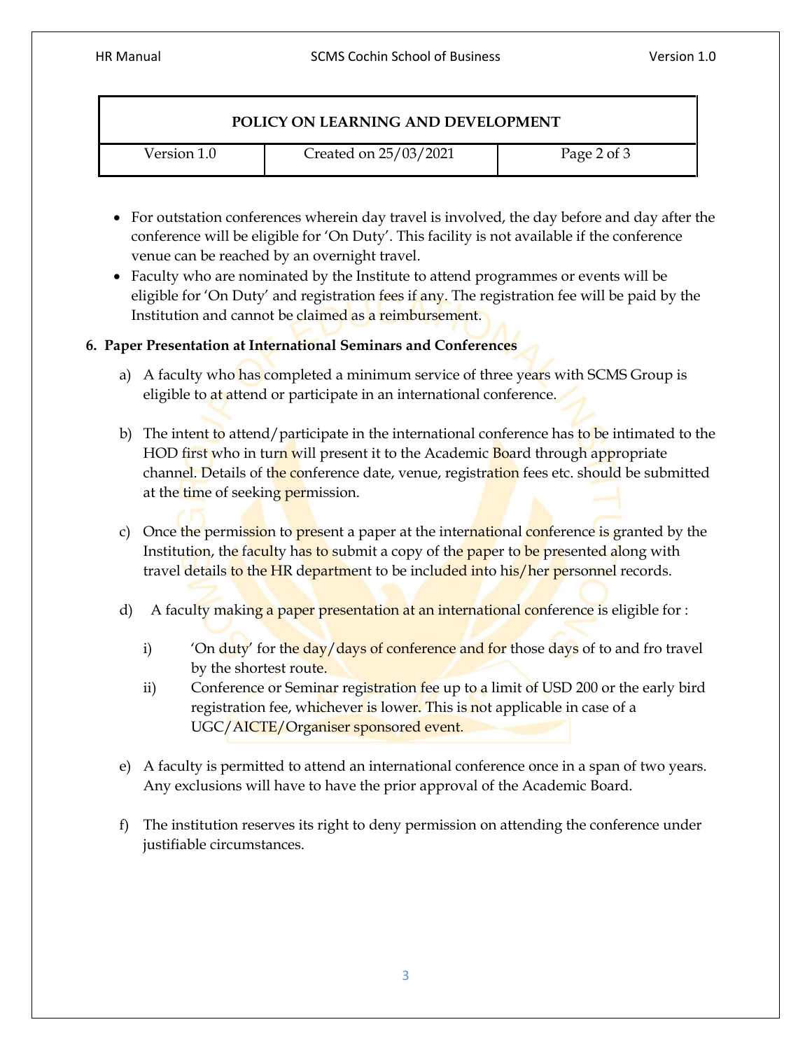| POLICY ON LEARNING AND DEVELOPMENT | | |
|---|---|---|
| Version 1.0 | Created on 25/03/2021 | Page 2 of 3 |

- For outstation conferences wherein day travel is involved, the day before and day after the conference will be eligible for 'On Duty'. This facility is not available if the conference venue can be reached by an overnight travel.
- Faculty who are nominated by the Institute to attend programmes or events will be eligible for 'On Duty' and registration fees if any. The registration fee will be paid by the Institution and cannot be claimed as a reimbursement.

**6. Paper Presentation at International Seminars and Conferences**

a) A faculty who has completed a minimum service of three years with SCMS Group is eligible to at attend or participate in an international conference.

b) The intent to attend/participate in the international conference has to be intimated to the HOD first who in turn will present it to the Academic Board through appropriate channel. Details of the conference date, venue, registration fees etc. should be submitted at the time of seeking permission.

c) Once the permission to present a paper at the international conference is granted by the Institution, the faculty has to submit a copy of the paper to be presented along with travel details to the HR department to be included into his/her personnel records.

d) A faculty making a paper presentation at an international conference is eligible for :

   i) 'On duty' for the day/days of conference and for those days of to and fro travel by the shortest route.

   ii) Conference or Seminar registration fee up to a limit of USD 200 or the early bird registration fee, whichever is lower. This is not applicable in case of a UGC/AICTE/Organiser sponsored event.

e) A faculty is permitted to attend an international conference once in a span of two years. Any exclusions will have to have the prior approval of the Academic Board.

f) The institution reserves its right to deny permission on attending the conference under justifiable circumstances.